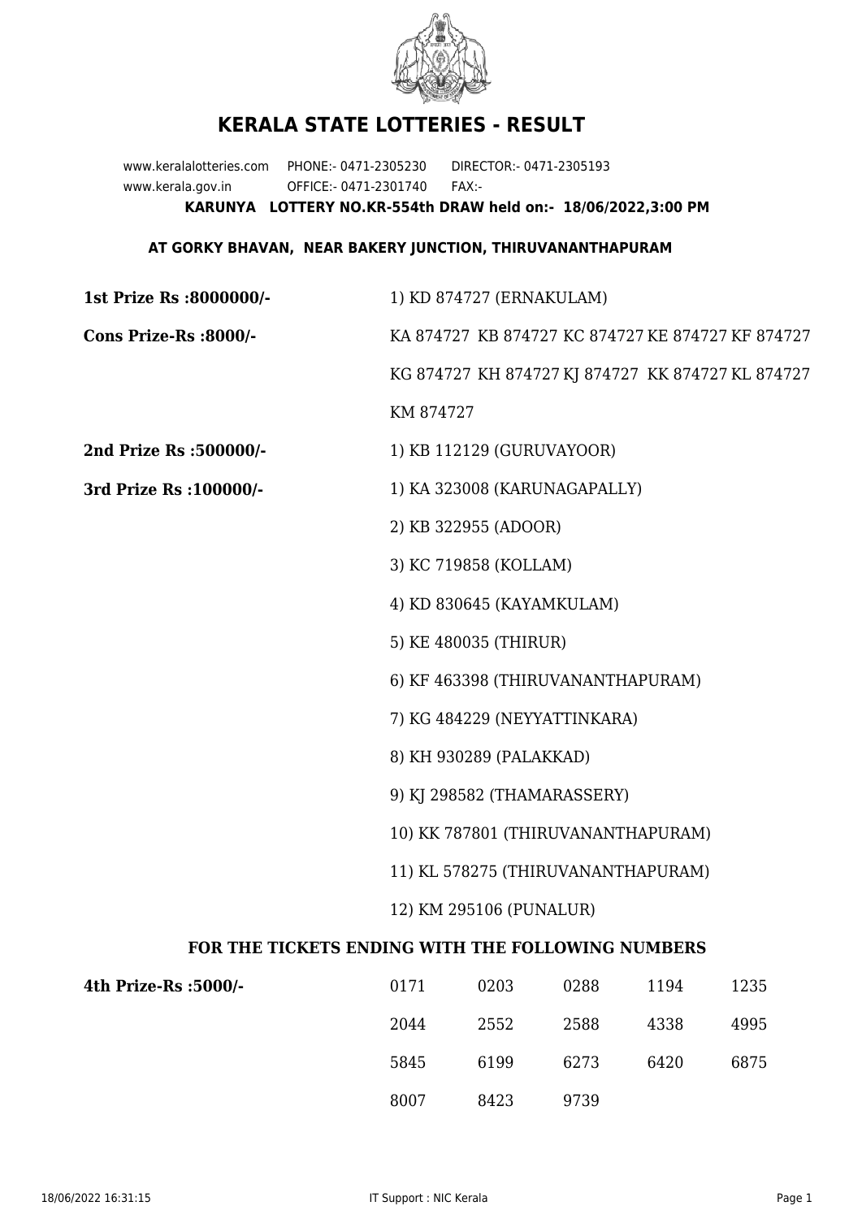# KERALA STATE LOTTERIES - RESULT

www.keralalotteries.com PHONE:- 0471-2305230 DIRECTOR:- 0471-2305193
www.kerala.gov.in OFFICE:- 0471-2301740 FAX:-

**KARUNYA LOTTERY NO.KR-554th DRAW held on:- 18/06/2022,3:00 PM**

**AT GORKY BHAVAN, NEAR BAKERY JUNCTION, THIRUVANANTHAPURAM**

**1st Prize Rs :8000000/-** 1) KD 874727 (ERNAKULAM)

**Cons Prize-Rs :8000/-** KA 874727 KB 874727 KC 874727 KE 874727 KF 874727 KG 874727 KH 874727 KJ 874727 KK 874727 KL 874727 KM 874727

**2nd Prize Rs :500000/-** 1) KB 112129 (GURUVAYOOR)

**3rd Prize Rs :100000/-**
1) KA 323008 (KARUNAGAPALLY)
2) KB 322955 (ADOOR)
3) KC 719858 (KOLLAM)
4) KD 830645 (KAYAMKULAM)
5) KE 480035 (THIRUR)
6) KF 463398 (THIRUVANANTHAPURAM)
7) KG 484229 (NEYYATTINKARA)
8) KH 930289 (PALAKKAD)
9) KJ 298582 (THAMARASSERY)
10) KK 787801 (THIRUVANANTHAPURAM)
11) KL 578275 (THIRUVANANTHAPURAM)
12) KM 295106 (PUNALUR)

**FOR THE TICKETS ENDING WITH THE FOLLOWING NUMBERS**

**4th Prize-Rs :5000/-**

| | | | | |
|---|---|---|---|---|
| 0171 | 0203 | 0288 | 1194 | 1235 |
| 2044 | 2552 | 2588 | 4338 | 4995 |
| 5845 | 6199 | 6273 | 6420 | 6875 |
| 8007 | 8423 | 9739 | | |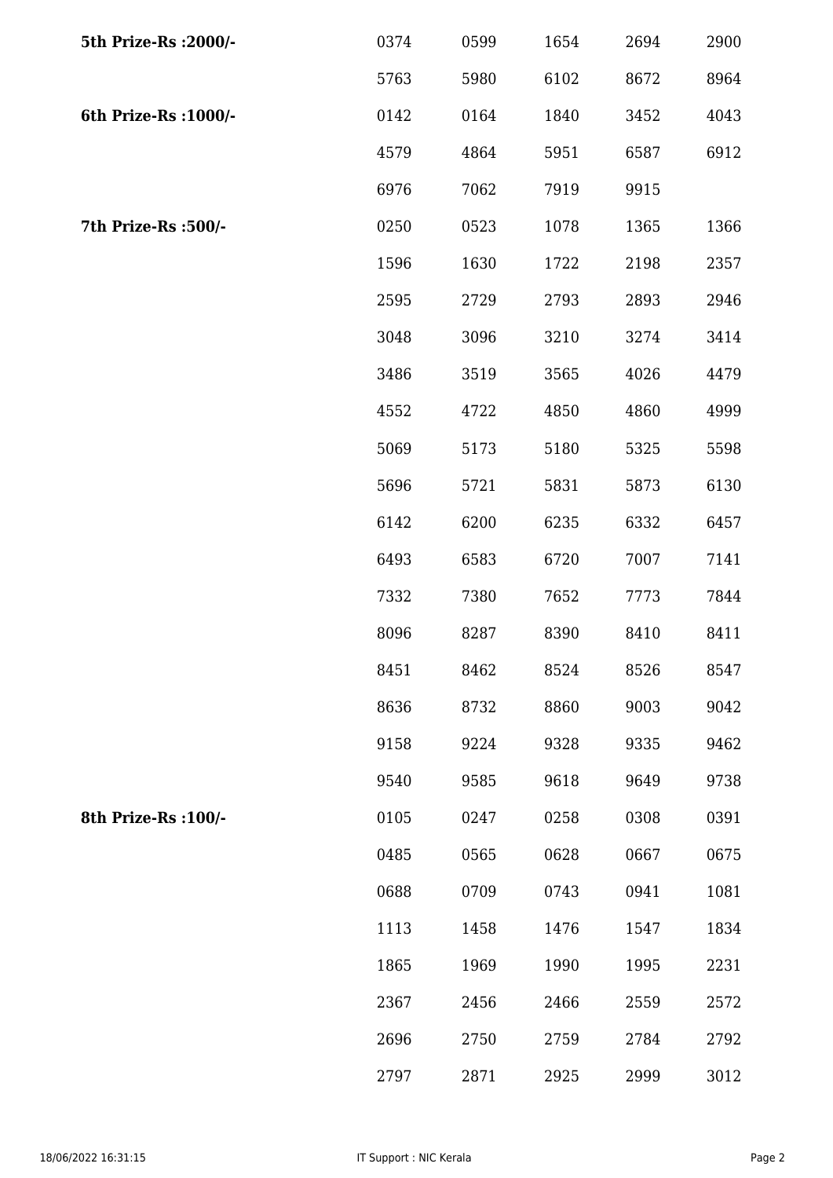| | | | | | |
|---|---|---|---|---|---|
| **5th Prize-Rs :2000/-** | 0374 | 0599 | 1654 | 2694 | 2900 |
| | 5763 | 5980 | 6102 | 8672 | 8964 |
| **6th Prize-Rs :1000/-** | 0142 | 0164 | 1840 | 3452 | 4043 |
| | 4579 | 4864 | 5951 | 6587 | 6912 |
| | 6976 | 7062 | 7919 | 9915 | |
| **7th Prize-Rs :500/-** | 0250 | 0523 | 1078 | 1365 | 1366 |
| | 1596 | 1630 | 1722 | 2198 | 2357 |
| | 2595 | 2729 | 2793 | 2893 | 2946 |
| | 3048 | 3096 | 3210 | 3274 | 3414 |
| | 3486 | 3519 | 3565 | 4026 | 4479 |
| | 4552 | 4722 | 4850 | 4860 | 4999 |
| | 5069 | 5173 | 5180 | 5325 | 5598 |
| | 5696 | 5721 | 5831 | 5873 | 6130 |
| | 6142 | 6200 | 6235 | 6332 | 6457 |
| | 6493 | 6583 | 6720 | 7007 | 7141 |
| | 7332 | 7380 | 7652 | 7773 | 7844 |
| | 8096 | 8287 | 8390 | 8410 | 8411 |
| | 8451 | 8462 | 8524 | 8526 | 8547 |
| | 8636 | 8732 | 8860 | 9003 | 9042 |
| | 9158 | 9224 | 9328 | 9335 | 9462 |
| | 9540 | 9585 | 9618 | 9649 | 9738 |
| **8th Prize-Rs :100/-** | 0105 | 0247 | 0258 | 0308 | 0391 |
| | 0485 | 0565 | 0628 | 0667 | 0675 |
| | 0688 | 0709 | 0743 | 0941 | 1081 |
| | 1113 | 1458 | 1476 | 1547 | 1834 |
| | 1865 | 1969 | 1990 | 1995 | 2231 |
| | 2367 | 2456 | 2466 | 2559 | 2572 |
| | 2696 | 2750 | 2759 | 2784 | 2792 |
| | 2797 | 2871 | 2925 | 2999 | 3012 |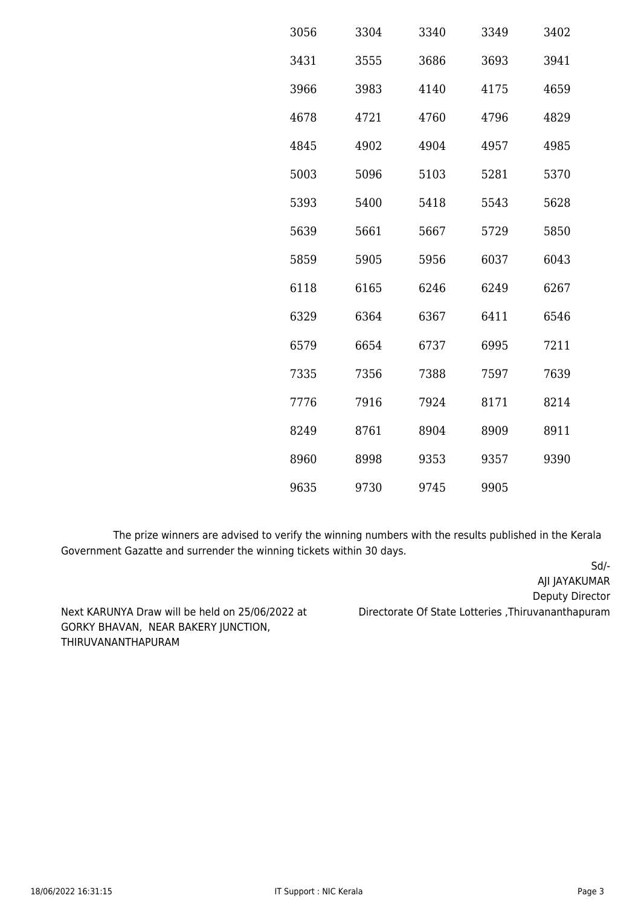| | | | | |
|---|---|---|---|---|
| 3056 | 3304 | 3340 | 3349 | 3402 |
| 3431 | 3555 | 3686 | 3693 | 3941 |
| 3966 | 3983 | 4140 | 4175 | 4659 |
| 4678 | 4721 | 4760 | 4796 | 4829 |
| 4845 | 4902 | 4904 | 4957 | 4985 |
| 5003 | 5096 | 5103 | 5281 | 5370 |
| 5393 | 5400 | 5418 | 5543 | 5628 |
| 5639 | 5661 | 5667 | 5729 | 5850 |
| 5859 | 5905 | 5956 | 6037 | 6043 |
| 6118 | 6165 | 6246 | 6249 | 6267 |
| 6329 | 6364 | 6367 | 6411 | 6546 |
| 6579 | 6654 | 6737 | 6995 | 7211 |
| 7335 | 7356 | 7388 | 7597 | 7639 |
| 7776 | 7916 | 7924 | 8171 | 8214 |
| 8249 | 8761 | 8904 | 8909 | 8911 |
| 8960 | 8998 | 9353 | 9357 | 9390 |
| 9635 | 9730 | 9745 | 9905 | |

The prize winners are advised to verify the winning numbers with the results published in the Kerala Government Gazatte and surrender the winning tickets within 30 days.

Sd/-
AJI JAYAKUMAR
Deputy Director
Directorate Of State Lotteries ,Thiruvananthapuram

Next KARUNYA Draw will be held on 25/06/2022 at GORKY BHAVAN, NEAR BAKERY JUNCTION, THIRUVANANTHAPURAM